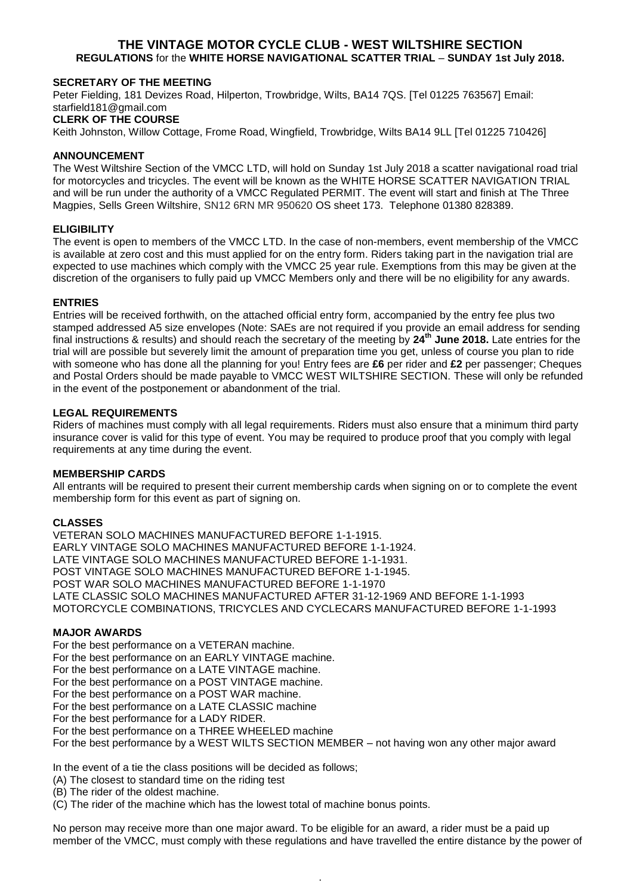# THE VINTAGE MOTOR CYCLE CLUB - WEST WILTSHIRE SECTION

**REGULATIONS** for the **WHITE HORSE NAVIGATIONAL SCATTER TRIAL** – **SUNDAY 1st July 2018.**

### SECRETARY OF THE MEETING

Peter Fielding, 181 Devizes Road, Hilperton, Trowbridge, Wilts, BA14 7QS. [Tel 01225 763567] Email: starfield181@gmail.com

### CLERK OF THE COURSE

Keith Johnston, Willow Cottage, Frome Road, Wingfield, Trowbridge, Wilts BA14 9LL [Tel 01225 710426]

### ANNOUNCEMENT

The West Wiltshire Section of the VMCC LTD, will hold on Sunday 1st July 2018 a scatter navigational road trial for motorcycles and tricycles. The event will be known as the WHITE HORSE SCATTER NAVIGATION TRIAL and will be run under the authority of a VMCC Regulated PERMIT. The event will start and finish at The Three Magpies, Sells Green Wiltshire, SN12 6RN MR 950620 OS sheet 173. Telephone 01380 828389.

### ELIGIBILITY

The event is open to members of the VMCC LTD. In the case of non-members, event membership of the VMCC is available at zero cost and this must applied for on the entry form. Riders taking part in the navigation trial are expected to use machines which comply with the VMCC 25 year rule. Exemptions from this may be given at the discretion of the organisers to fully paid up VMCC Members only and there will be no eligibility for any awards.

### ENTRIES

Entries will be received forthwith, on the attached official entry form, accompanied by the entry fee plus two stamped addressed A5 size envelopes (Note: SAEs are not required if you provide an email address for sending final instructions & results) and should reach the secretary of the meeting by **24th June 2018.** Late entries for the trial will are possible but severely limit the amount of preparation time you get, unless of course you plan to ride with someone who has done all the planning for you! Entry fees are **£6** per rider and **£2** per passenger; Cheques and Postal Orders should be made payable to VMCC WEST WILTSHIRE SECTION. These will only be refunded in the event of the postponement or abandonment of the trial.

### LEGAL REQUIREMENTS

Riders of machines must comply with all legal requirements. Riders must also ensure that a minimum third party insurance cover is valid for this type of event. You may be required to produce proof that you comply with legal requirements at any time during the event.

### MEMBERSHIP CARDS

All entrants will be required to present their current membership cards when signing on or to complete the event membership form for this event as part of signing on.

### CLASSES

VETERAN SOLO MACHINES MANUFACTURED BEFORE 1-1-1915.
EARLY VINTAGE SOLO MACHINES MANUFACTURED BEFORE 1-1-1924.
LATE VINTAGE SOLO MACHINES MANUFACTURED BEFORE 1-1-1931.
POST VINTAGE SOLO MACHINES MANUFACTURED BEFORE 1-1-1945.
POST WAR SOLO MACHINES MANUFACTURED BEFORE 1-1-1970
LATE CLASSIC SOLO MACHINES MANUFACTURED AFTER 31-12-1969 AND BEFORE 1-1-1993
MOTORCYCLE COMBINATIONS, TRICYCLES AND CYCLECARS MANUFACTURED BEFORE 1-1-1993

### MAJOR AWARDS

For the best performance on a VETERAN machine.
For the best performance on an EARLY VINTAGE machine.
For the best performance on a LATE VINTAGE machine.
For the best performance on a POST VINTAGE machine.
For the best performance on a POST WAR machine.
For the best performance on a LATE CLASSIC machine
For the best performance for a LADY RIDER.
For the best performance on a THREE WHEELED machine
For the best performance by a WEST WILTS SECTION MEMBER – not having won any other major award

In the event of a tie the class positions will be decided as follows;
(A) The closest to standard time on the riding test
(B) The rider of the oldest machine.
(C) The rider of the machine which has the lowest total of machine bonus points.

No person may receive more than one major award. To be eligible for an award, a rider must be a paid up member of the VMCC, must comply with these regulations and have travelled the entire distance by the power of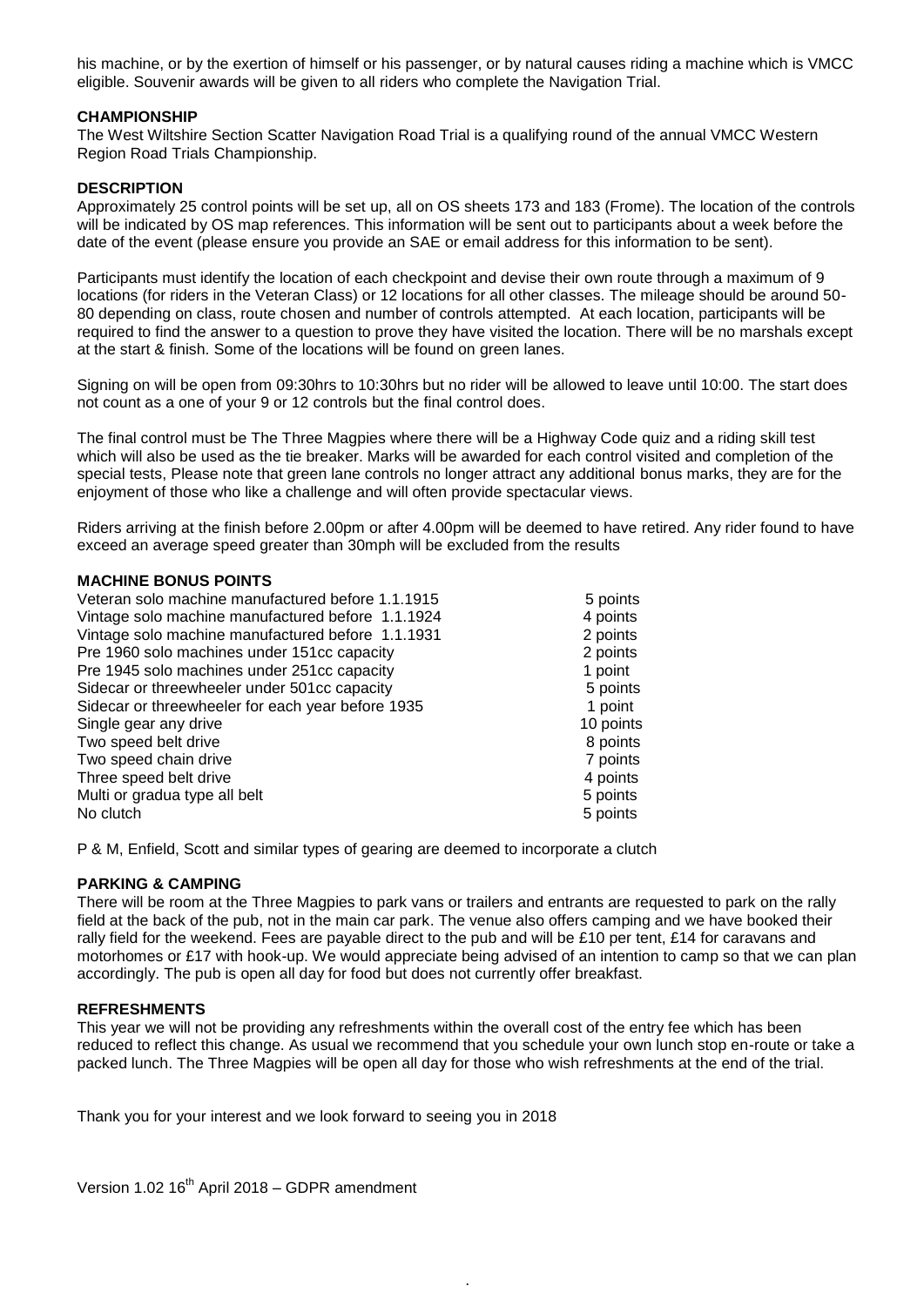his machine, or by the exertion of himself or his passenger, or by natural causes riding a machine which is VMCC eligible. Souvenir awards will be given to all riders who complete the Navigation Trial.

**CHAMPIONSHIP**

The West Wiltshire Section Scatter Navigation Road Trial is a qualifying round of the annual VMCC Western Region Road Trials Championship.

**DESCRIPTION**

Approximately 25 control points will be set up, all on OS sheets 173 and 183 (Frome). The location of the controls will be indicated by OS map references. This information will be sent out to participants about a week before the date of the event (please ensure you provide an SAE or email address for this information to be sent).

Participants must identify the location of each checkpoint and devise their own route through a maximum of 9 locations (for riders in the Veteran Class) or 12 locations for all other classes. The mileage should be around 50-80 depending on class, route chosen and number of controls attempted. At each location, participants will be required to find the answer to a question to prove they have visited the location. There will be no marshals except at the start & finish. Some of the locations will be found on green lanes.

Signing on will be open from 09:30hrs to 10:30hrs but no rider will be allowed to leave until 10:00. The start does not count as a one of your 9 or 12 controls but the final control does.

The final control must be The Three Magpies where there will be a Highway Code quiz and a riding skill test which will also be used as the tie breaker. Marks will be awarded for each control visited and completion of the special tests, Please note that green lane controls no longer attract any additional bonus marks, they are for the enjoyment of those who like a challenge and will often provide spectacular views.

Riders arriving at the finish before 2.00pm or after 4.00pm will be deemed to have retired. Any rider found to have exceed an average speed greater than 30mph will be excluded from the results

**MACHINE BONUS POINTS**

| | |
|---|---|
| Veteran solo machine manufactured before 1.1.1915 | 5 points |
| Vintage solo machine manufactured before 1.1.1924 | 4 points |
| Vintage solo machine manufactured before 1.1.1931 | 2 points |
| Pre 1960 solo machines under 151cc capacity | 2 points |
| Pre 1945 solo machines under 251cc capacity | 1 point |
| Sidecar or threewheeler under 501cc capacity | 5 points |
| Sidecar or threewheeler for each year before 1935 | 1 point |
| Single gear any drive | 10 points |
| Two speed belt drive | 8 points |
| Two speed chain drive | 7 points |
| Three speed belt drive | 4 points |
| Multi or gradua type all belt | 5 points |
| No clutch | 5 points |

P & M, Enfield, Scott and similar types of gearing are deemed to incorporate a clutch

**PARKING & CAMPING**

There will be room at the Three Magpies to park vans or trailers and entrants are requested to park on the rally field at the back of the pub, not in the main car park. The venue also offers camping and we have booked their rally field for the weekend. Fees are payable direct to the pub and will be £10 per tent, £14 for caravans and motorhomes or £17 with hook-up. We would appreciate being advised of an intention to camp so that we can plan accordingly. The pub is open all day for food but does not currently offer breakfast.

**REFRESHMENTS**

This year we will not be providing any refreshments within the overall cost of the entry fee which has been reduced to reflect this change. As usual we recommend that you schedule your own lunch stop en-route or take a packed lunch. The Three Magpies will be open all day for those who wish refreshments at the end of the trial.

Thank you for your interest and we look forward to seeing you in 2018

Version 1.02 16th April 2018 – GDPR amendment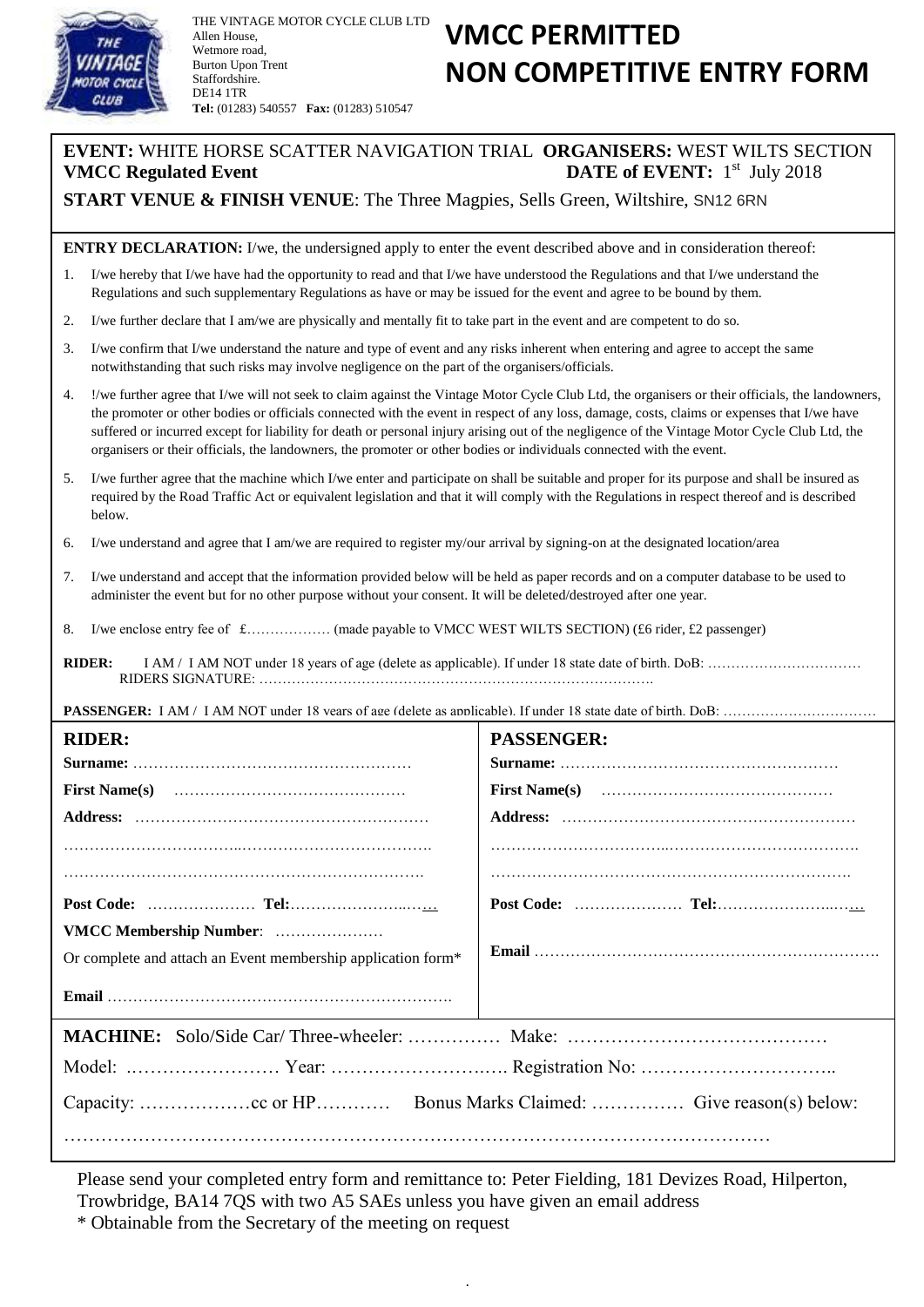THE VINTAGE MOTOR CYCLE CLUB LTD
Allen House,
Wetmore road,
Burton Upon Trent
Staffordshire.
DE14 1TR
**Tel:** (01283) 540557 **Fax:** (01283) 510547

# VMCC PERMITTED NON COMPETITIVE ENTRY FORM

**EVENT:** WHITE HORSE SCATTER NAVIGATION TRIAL **ORGANISERS:** WEST WILTS SECTION
**VMCC Regulated Event** **DATE of EVENT:** 1st July 2018

**START VENUE & FINISH VENUE**: The Three Magpies, Sells Green, Wiltshire, SN12 6RN

**ENTRY DECLARATION:** I/we, the undersigned apply to enter the event described above and in consideration thereof:

1. I/we hereby that I/we have had the opportunity to read and that I/we have understood the Regulations and that I/we understand the Regulations and such supplementary Regulations as have or may be issued for the event and agree to be bound by them.
2. I/we further declare that I am/we are physically and mentally fit to take part in the event and are competent to do so.
3. I/we confirm that I/we understand the nature and type of event and any risks inherent when entering and agree to accept the same notwithstanding that such risks may involve negligence on the part of the organisers/officials.
4. !/we further agree that I/we will not seek to claim against the Vintage Motor Cycle Club Ltd, the organisers or their officials, the landowners, the promoter or other bodies or officials connected with the event in respect of any loss, damage, costs, claims or expenses that I/we have suffered or incurred except for liability for death or personal injury arising out of the negligence of the Vintage Motor Cycle Club Ltd, the organisers or their officials, the landowners, the promoter or other bodies or individuals connected with the event.
5. I/we further agree that the machine which I/we enter and participate on shall be suitable and proper for its purpose and shall be insured as required by the Road Traffic Act or equivalent legislation and that it will comply with the Regulations in respect thereof and is described below.
6. I/we understand and agree that I am/we are required to register my/our arrival by signing-on at the designated location/area
7. I/we understand and accept that the information provided below will be held as paper records and on a computer database to be used to administer the event but for no other purpose without your consent. It will be deleted/destroyed after one year.
8. I/we enclose entry fee of £……………… (made payable to VMCC WEST WILTS SECTION) (£6 rider, £2 passenger)

**RIDER:** I AM / I AM NOT under 18 years of age (delete as applicable). If under 18 state date of birth. DoB: …………………………… RIDERS SIGNATURE: ……………………………………………………………………….

**PASSENGER:** I AM / I AM NOT under 18 years of age (delete as applicable). If under 18 state date of birth. DoB: ……………………………

| **RIDER:** | **PASSENGER:** |
|---|---|
| **Surname:** ……………………………………………… | **Surname:** ……………………………………………… |
| **First Name(s)** ……………………………………… | **First Name(s)** ……………………………………… |
| **Address:** ………………………………………………… | **Address:** ………………………………………………… |
| ……………………………..……………………………. | ……………………………..……………………………. |
| ……………………………………………………………. | ……………………………………………………………. |
| **Post Code:** ………………… **Tel:**…………………..…… | **Post Code:** ………………… **Tel:**…………………..…… |
| **VMCC Membership Number**: ………………… | **Email** …………………………………………………………. |
| Or complete and attach an Event membership application form* | |
| **Email** …………………………………………………………. | |

**MACHINE:** Solo/Side Car/ Three-wheeler: …………… Make: ……………………………………

Model: ..…………………… Year: ……………………..….. Registration No: …………………………..

Capacity: ………………cc or HP………… Bonus Marks Claimed: …………… Give reason(s) below:

…………………………………………………………………………………………………

Please send your completed entry form and remittance to: Peter Fielding, 181 Devizes Road, Hilperton, Trowbridge, BA14 7QS with two A5 SAEs unless you have given an email address

\* Obtainable from the Secretary of the meeting on request